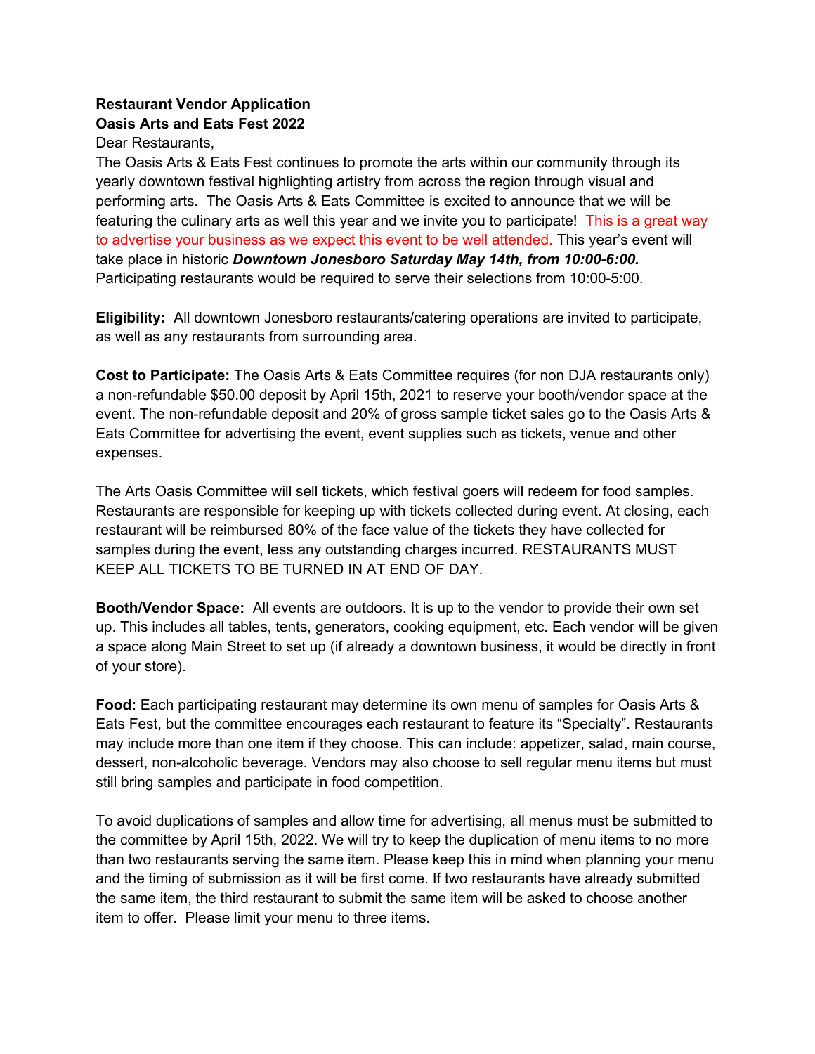**Restaurant Vendor Application**
**Oasis Arts and Eats Fest 2022**

Dear Restaurants,

The Oasis Arts & Eats Fest continues to promote the arts within our community through its yearly downtown festival highlighting artistry from across the region through visual and performing arts. The Oasis Arts & Eats Committee is excited to announce that we will be featuring the culinary arts as well this year and we invite you to participate! This is a great way to advertise your business as we expect this event to be well attended. This year's event will take place in historic ***Downtown Jonesboro Saturday May 14th, from 10:00-6:00.*** Participating restaurants would be required to serve their selections from 10:00-5:00.

**Eligibility:** All downtown Jonesboro restaurants/catering operations are invited to participate, as well as any restaurants from surrounding area.

**Cost to Participate:** The Oasis Arts & Eats Committee requires (for non DJA restaurants only) a non-refundable $50.00 deposit by April 15th, 2021 to reserve your booth/vendor space at the event. The non-refundable deposit and 20% of gross sample ticket sales go to the Oasis Arts & Eats Committee for advertising the event, event supplies such as tickets, venue and other expenses.

The Arts Oasis Committee will sell tickets, which festival goers will redeem for food samples. Restaurants are responsible for keeping up with tickets collected during event. At closing, each restaurant will be reimbursed 80% of the face value of the tickets they have collected for samples during the event, less any outstanding charges incurred. RESTAURANTS MUST KEEP ALL TICKETS TO BE TURNED IN AT END OF DAY.

**Booth/Vendor Space:** All events are outdoors. It is up to the vendor to provide their own set up. This includes all tables, tents, generators, cooking equipment, etc. Each vendor will be given a space along Main Street to set up (if already a downtown business, it would be directly in front of your store).

**Food:** Each participating restaurant may determine its own menu of samples for Oasis Arts & Eats Fest, but the committee encourages each restaurant to feature its "Specialty". Restaurants may include more than one item if they choose. This can include: appetizer, salad, main course, dessert, non-alcoholic beverage. Vendors may also choose to sell regular menu items but must still bring samples and participate in food competition.

To avoid duplications of samples and allow time for advertising, all menus must be submitted to the committee by April 15th, 2022. We will try to keep the duplication of menu items to no more than two restaurants serving the same item. Please keep this in mind when planning your menu and the timing of submission as it will be first come. If two restaurants have already submitted the same item, the third restaurant to submit the same item will be asked to choose another item to offer. Please limit your menu to three items.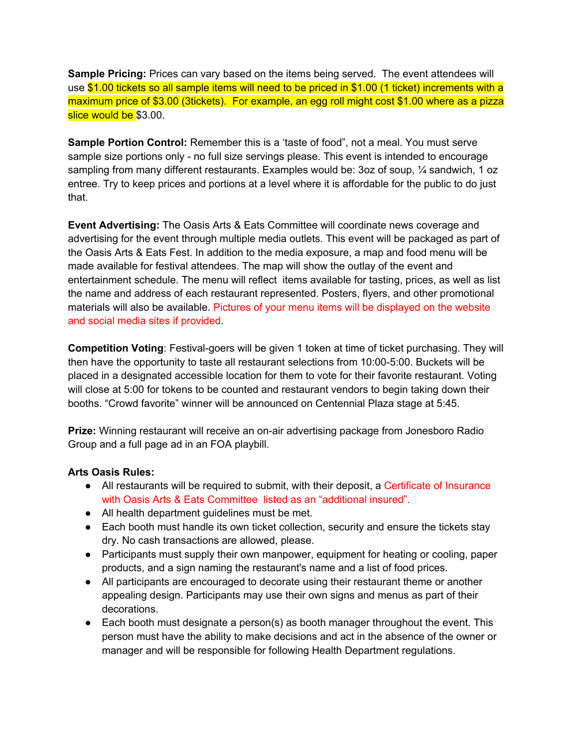**Sample Pricing:** Prices can vary based on the items being served. The event attendees will use $1.00 tickets so all sample items will need to be priced in $1.00 (1 ticket) increments with a maximum price of $3.00 (3tickets). For example, an egg roll might cost $1.00 where as a pizza slice would be $3.00.

**Sample Portion Control:** Remember this is a 'taste of food", not a meal. You must serve sample size portions only - no full size servings please. This event is intended to encourage sampling from many different restaurants. Examples would be: 3oz of soup, ¼ sandwich, 1 oz entree. Try to keep prices and portions at a level where it is affordable for the public to do just that.

**Event Advertising:** The Oasis Arts & Eats Committee will coordinate news coverage and advertising for the event through multiple media outlets. This event will be packaged as part of the Oasis Arts & Eats Fest. In addition to the media exposure, a map and food menu will be made available for festival attendees. The map will show the outlay of the event and entertainment schedule. The menu will reflect items available for tasting, prices, as well as list the name and address of each restaurant represented. Posters, flyers, and other promotional materials will also be available. Pictures of your menu items will be displayed on the website and social media sites if provided.

**Competition Voting**: Festival-goers will be given 1 token at time of ticket purchasing. They will then have the opportunity to taste all restaurant selections from 10:00-5:00. Buckets will be placed in a designated accessible location for them to vote for their favorite restaurant. Voting will close at 5:00 for tokens to be counted and restaurant vendors to begin taking down their booths. "Crowd favorite" winner will be announced on Centennial Plaza stage at 5:45.

**Prize:** Winning restaurant will receive an on-air advertising package from Jonesboro Radio Group and a full page ad in an FOA playbill.

**Arts Oasis Rules:**

- All restaurants will be required to submit, with their deposit, a Certificate of Insurance with Oasis Arts & Eats Committee listed as an "additional insured".
- All health department guidelines must be met.
- Each booth must handle its own ticket collection, security and ensure the tickets stay dry. No cash transactions are allowed, please.
- Participants must supply their own manpower, equipment for heating or cooling, paper products, and a sign naming the restaurant's name and a list of food prices.
- All participants are encouraged to decorate using their restaurant theme or another appealing design. Participants may use their own signs and menus as part of their decorations.
- Each booth must designate a person(s) as booth manager throughout the event. This person must have the ability to make decisions and act in the absence of the owner or manager and will be responsible for following Health Department regulations.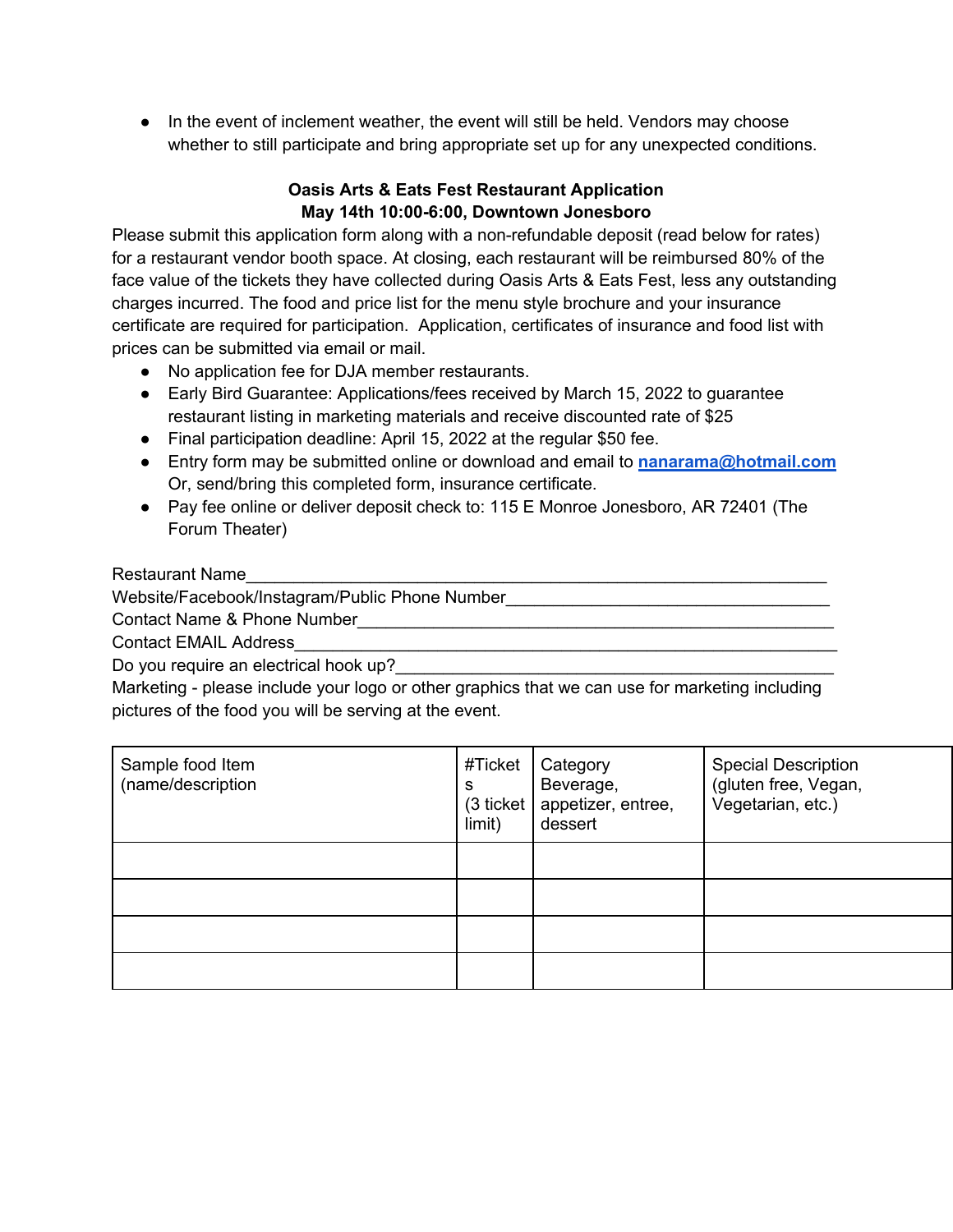- In the event of inclement weather, the event will still be held. Vendors may choose whether to still participate and bring appropriate set up for any unexpected conditions.

**Oasis Arts & Eats Fest Restaurant Application**
**May 14th 10:00-6:00, Downtown Jonesboro**

Please submit this application form along with a non-refundable deposit (read below for rates) for a restaurant vendor booth space. At closing, each restaurant will be reimbursed 80% of the face value of the tickets they have collected during Oasis Arts & Eats Fest, less any outstanding charges incurred. The food and price list for the menu style brochure and your insurance certificate are required for participation. Application, certificates of insurance and food list with prices can be submitted via email or mail.

- No application fee for DJA member restaurants.
- Early Bird Guarantee: Applications/fees received by March 15, 2022 to guarantee restaurant listing in marketing materials and receive discounted rate of $25
- Final participation deadline: April 15, 2022 at the regular $50 fee.
- Entry form may be submitted online or download and email to **nanarama@hotmail.com** Or, send/bring this completed form, insurance certificate.
- Pay fee online or deliver deposit check to: 115 E Monroe Jonesboro, AR 72401 (The Forum Theater)

Restaurant Name_______________________________________________________________
Website/Facebook/Instagram/Public Phone Number_________________________________
Contact Name & Phone Number___________________________________________________
Contact EMAIL Address_________________________________________________________
Do you require an electrical hook up?_____________________________________________
Marketing - please include your logo or other graphics that we can use for marketing including pictures of the food you will be serving at the event.

| Sample food Item (name/description | #Tickets (3 ticket limit) | Category Beverage, appetizer, entree, dessert | Special Description (gluten free, Vegan, Vegetarian, etc.) |
| --- | --- | --- | --- |
| | | | |
| | | | |
| | | | |
| | | | |